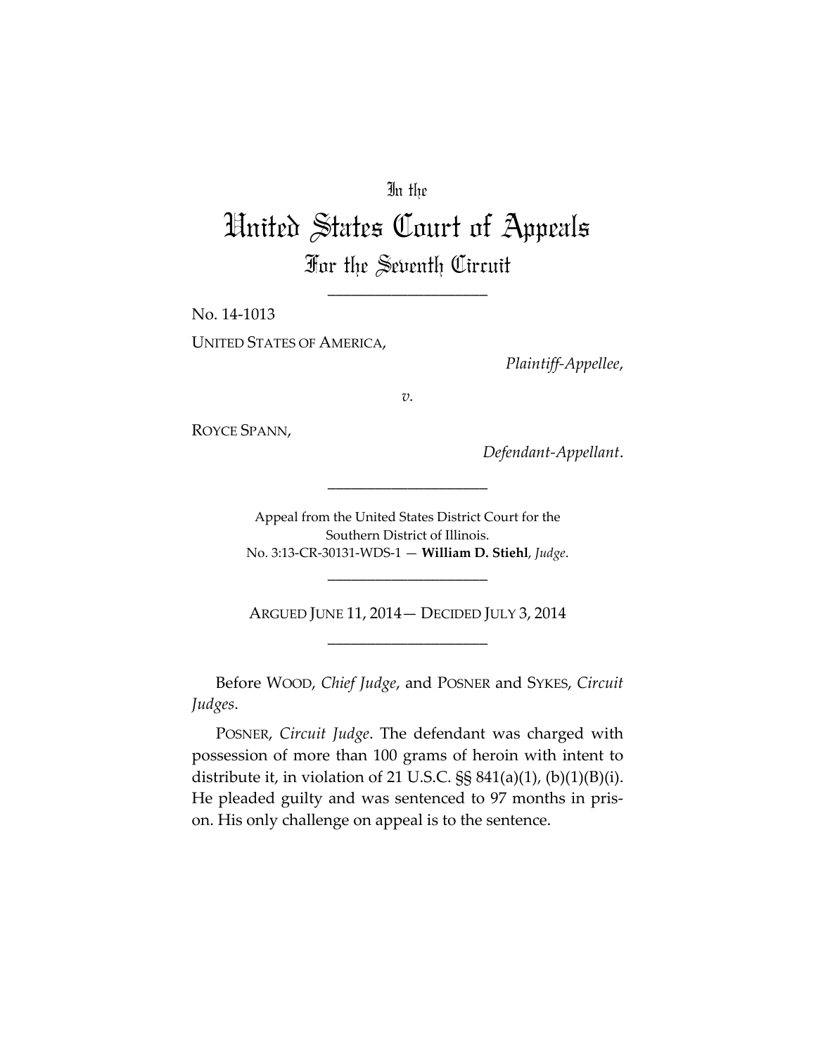In the

# United States Court of Appeals

## For the Seventh Circuit

____________________

No. 14-1013

UNITED STATES OF AMERICA,

*Plaintiff-Appellee*,

*v.*

ROYCE SPANN,

*Defendant-Appellant*.

____________________

Appeal from the United States District Court for the Southern District of Illinois.
No. 3:13-CR-30131-WDS-1 — **William D. Stiehl**, *Judge*.

____________________

ARGUED JUNE 11, 2014— DECIDED JULY 3, 2014

____________________

Before WOOD, *Chief Judge*, and POSNER and SYKES, *Circuit Judges*.

POSNER, *Circuit Judge*. The defendant was charged with possession of more than 100 grams of heroin with intent to distribute it, in violation of 21 U.S.C. §§ 841(a)(1), (b)(1)(B)(i). He pleaded guilty and was sentenced to 97 months in prison. His only challenge on appeal is to the sentence.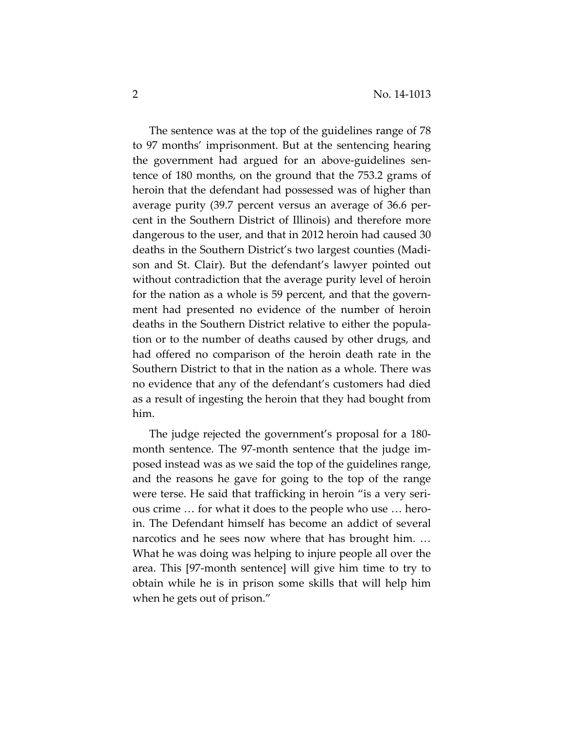The sentence was at the top of the guidelines range of 78 to 97 months' imprisonment. But at the sentencing hearing the government had argued for an above-guidelines sentence of 180 months, on the ground that the 753.2 grams of heroin that the defendant had possessed was of higher than average purity (39.7 percent versus an average of 36.6 percent in the Southern District of Illinois) and therefore more dangerous to the user, and that in 2012 heroin had caused 30 deaths in the Southern District's two largest counties (Madison and St. Clair). But the defendant's lawyer pointed out without contradiction that the average purity level of heroin for the nation as a whole is 59 percent, and that the government had presented no evidence of the number of heroin deaths in the Southern District relative to either the population or to the number of deaths caused by other drugs, and had offered no comparison of the heroin death rate in the Southern District to that in the nation as a whole. There was no evidence that any of the defendant's customers had died as a result of ingesting the heroin that they had bought from him.

The judge rejected the government's proposal for a 180-month sentence. The 97-month sentence that the judge imposed instead was as we said the top of the guidelines range, and the reasons he gave for going to the top of the range were terse. He said that trafficking in heroin "is a very serious crime … for what it does to the people who use … heroin. The Defendant himself has become an addict of several narcotics and he sees now where that has brought him. … What he was doing was helping to injure people all over the area. This [97-month sentence] will give him time to try to obtain while he is in prison some skills that will help him when he gets out of prison."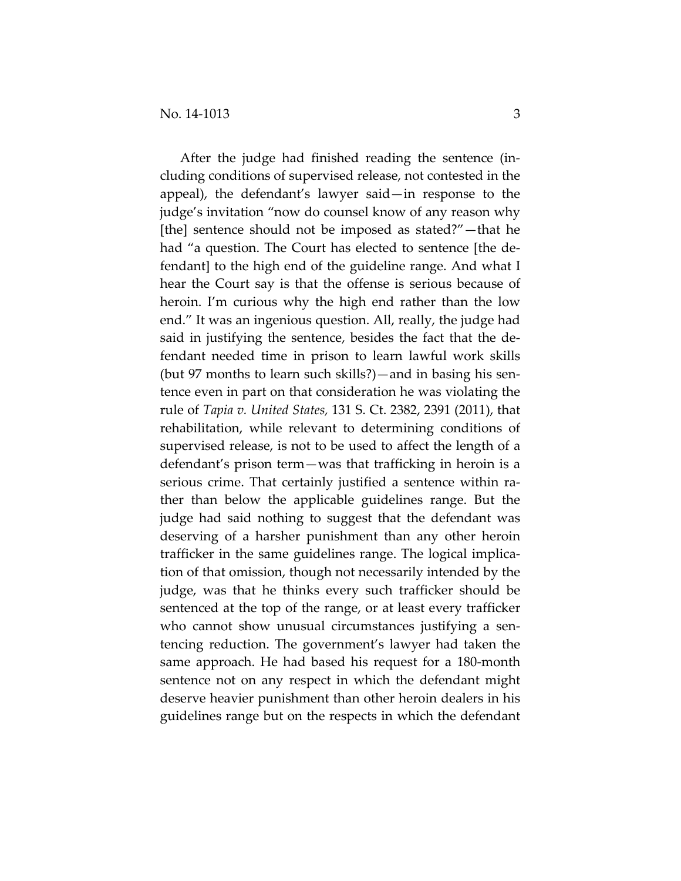After the judge had finished reading the sentence (including conditions of supervised release, not contested in the appeal), the defendant's lawyer said—in response to the judge's invitation "now do counsel know of any reason why [the] sentence should not be imposed as stated?"—that he had "a question. The Court has elected to sentence [the defendant] to the high end of the guideline range. And what I hear the Court say is that the offense is serious because of heroin. I'm curious why the high end rather than the low end." It was an ingenious question. All, really, the judge had said in justifying the sentence, besides the fact that the defendant needed time in prison to learn lawful work skills (but 97 months to learn such skills?)—and in basing his sentence even in part on that consideration he was violating the rule of *Tapia v. United States,* 131 S. Ct. 2382, 2391 (2011), that rehabilitation, while relevant to determining conditions of supervised release, is not to be used to affect the length of a defendant's prison term—was that trafficking in heroin is a serious crime. That certainly justified a sentence within rather than below the applicable guidelines range. But the judge had said nothing to suggest that the defendant was deserving of a harsher punishment than any other heroin trafficker in the same guidelines range. The logical implication of that omission, though not necessarily intended by the judge, was that he thinks every such trafficker should be sentenced at the top of the range, or at least every trafficker who cannot show unusual circumstances justifying a sentencing reduction. The government's lawyer had taken the same approach. He had based his request for a 180-month sentence not on any respect in which the defendant might deserve heavier punishment than other heroin dealers in his guidelines range but on the respects in which the defendant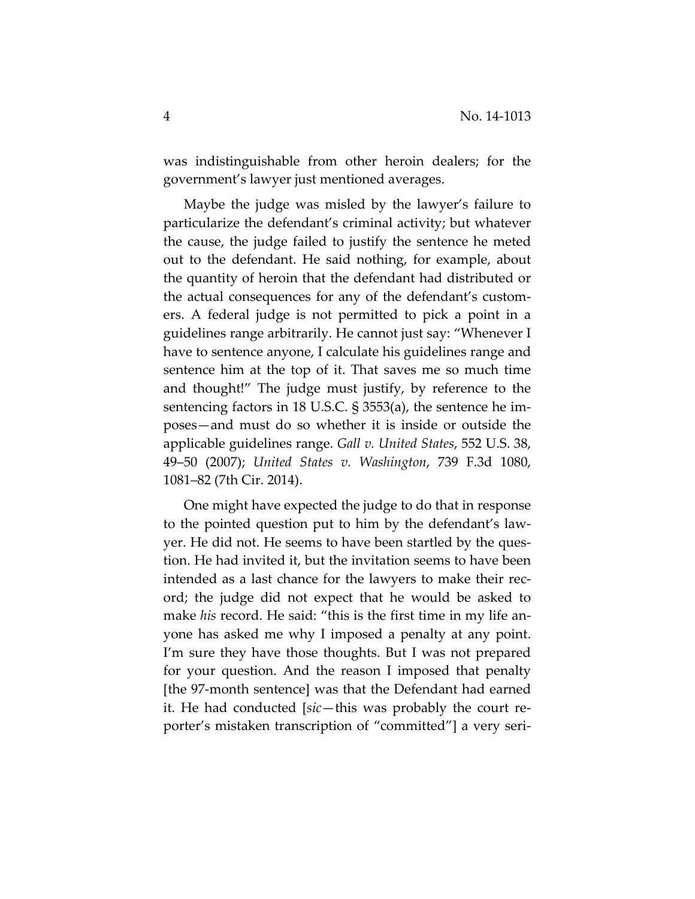was indistinguishable from other heroin dealers; for the government's lawyer just mentioned averages.

Maybe the judge was misled by the lawyer's failure to particularize the defendant's criminal activity; but whatever the cause, the judge failed to justify the sentence he meted out to the defendant. He said nothing, for example, about the quantity of heroin that the defendant had distributed or the actual consequences for any of the defendant's customers. A federal judge is not permitted to pick a point in a guidelines range arbitrarily. He cannot just say: "Whenever I have to sentence anyone, I calculate his guidelines range and sentence him at the top of it. That saves me so much time and thought!" The judge must justify, by reference to the sentencing factors in 18 U.S.C. § 3553(a), the sentence he imposes—and must do so whether it is inside or outside the applicable guidelines range. *Gall v. United States*, 552 U.S. 38, 49–50 (2007); *United States v. Washington*, 739 F.3d 1080, 1081–82 (7th Cir. 2014).

One might have expected the judge to do that in response to the pointed question put to him by the defendant's lawyer. He did not. He seems to have been startled by the question. He had invited it, but the invitation seems to have been intended as a last chance for the lawyers to make their record; the judge did not expect that he would be asked to make *his* record. He said: "this is the first time in my life anyone has asked me why I imposed a penalty at any point. I'm sure they have those thoughts. But I was not prepared for your question. And the reason I imposed that penalty [the 97-month sentence] was that the Defendant had earned it. He had conducted [*sic*—this was probably the court reporter's mistaken transcription of "committed"] a very seri-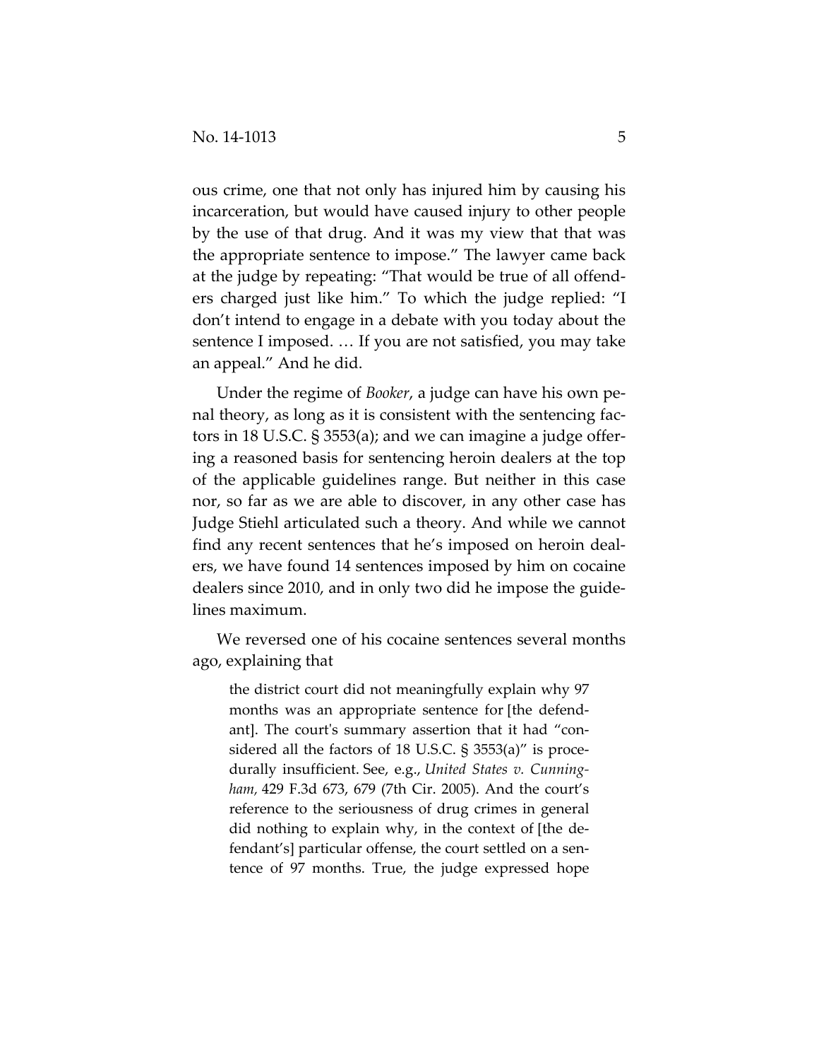ous crime, one that not only has injured him by causing his incarceration, but would have caused injury to other people by the use of that drug. And it was my view that that was the appropriate sentence to impose." The lawyer came back at the judge by repeating: "That would be true of all offenders charged just like him." To which the judge replied: "I don't intend to engage in a debate with you today about the sentence I imposed. … If you are not satisfied, you may take an appeal." And he did.

Under the regime of *Booker*, a judge can have his own penal theory, as long as it is consistent with the sentencing factors in 18 U.S.C. § 3553(a); and we can imagine a judge offering a reasoned basis for sentencing heroin dealers at the top of the applicable guidelines range. But neither in this case nor, so far as we are able to discover, in any other case has Judge Stiehl articulated such a theory. And while we cannot find any recent sentences that he's imposed on heroin dealers, we have found 14 sentences imposed by him on cocaine dealers since 2010, and in only two did he impose the guidelines maximum.

We reversed one of his cocaine sentences several months ago, explaining that

> the district court did not meaningfully explain why 97 months was an appropriate sentence for [the defendant]. The court's summary assertion that it had "considered all the factors of 18 U.S.C. § 3553(a)" is procedurally insufficient. See, e.g., *United States v. Cunningham,* 429 F.3d 673, 679 (7th Cir. 2005). And the court's reference to the seriousness of drug crimes in general did nothing to explain why, in the context of [the defendant's] particular offense, the court settled on a sentence of 97 months. True, the judge expressed hope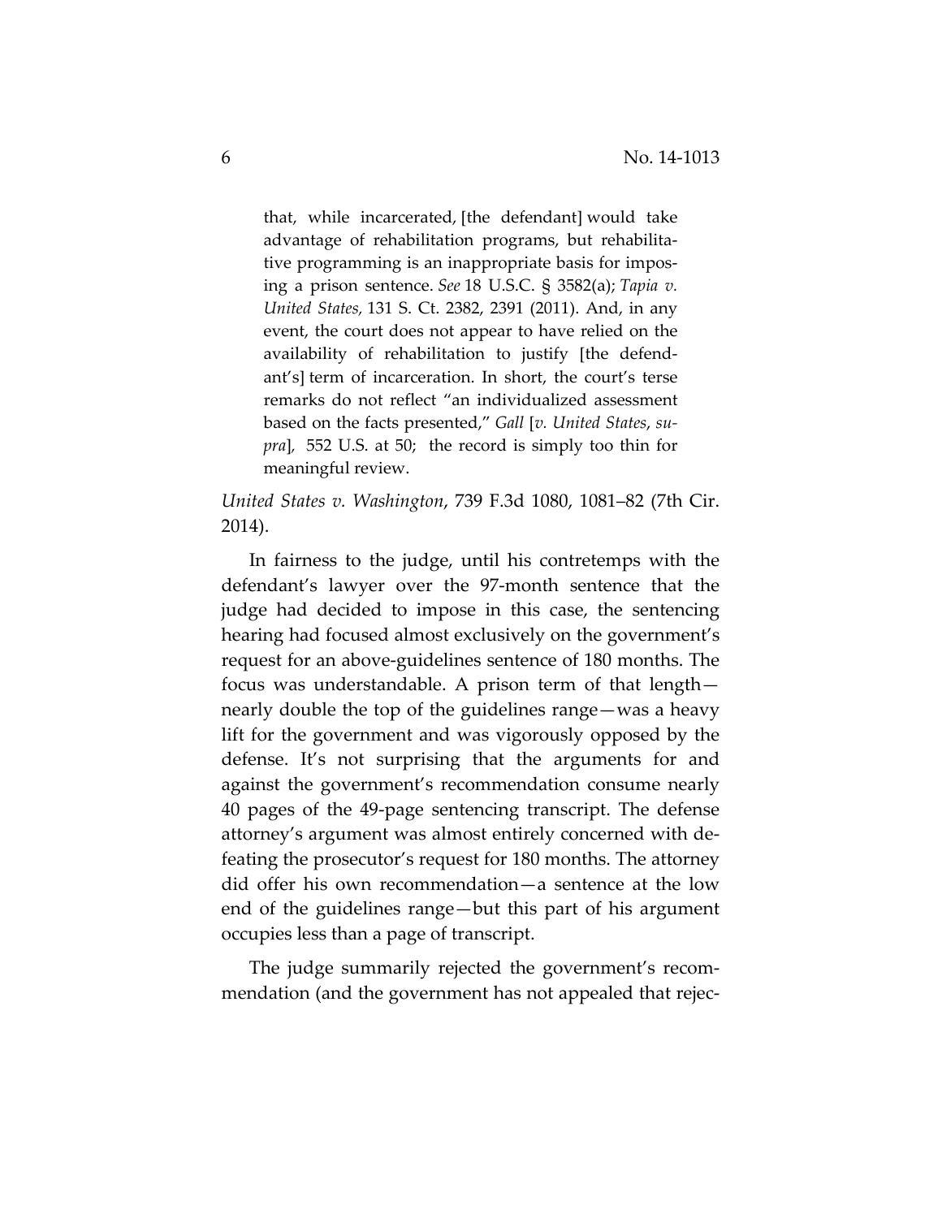> that, while incarcerated, [the defendant] would take advantage of rehabilitation programs, but rehabilitative programming is an inappropriate basis for imposing a prison sentence. *See* 18 U.S.C. § 3582(a); *Tapia v. United States,* 131 S. Ct. 2382, 2391 (2011). And, in any event, the court does not appear to have relied on the availability of rehabilitation to justify [the defendant's] term of incarceration. In short, the court's terse remarks do not reflect "an individualized assessment based on the facts presented," *Gall* [*v. United States*, *supra*], 552 U.S. at 50; the record is simply too thin for meaningful review.

*United States v. Washington*, 739 F.3d 1080, 1081–82 (7th Cir. 2014).

In fairness to the judge, until his contretemps with the defendant's lawyer over the 97-month sentence that the judge had decided to impose in this case, the sentencing hearing had focused almost exclusively on the government's request for an above-guidelines sentence of 180 months. The focus was understandable. A prison term of that length—nearly double the top of the guidelines range—was a heavy lift for the government and was vigorously opposed by the defense. It's not surprising that the arguments for and against the government's recommendation consume nearly 40 pages of the 49-page sentencing transcript. The defense attorney's argument was almost entirely concerned with defeating the prosecutor's request for 180 months. The attorney did offer his own recommendation—a sentence at the low end of the guidelines range—but this part of his argument occupies less than a page of transcript.

The judge summarily rejected the government's recommendation (and the government has not appealed that rejec-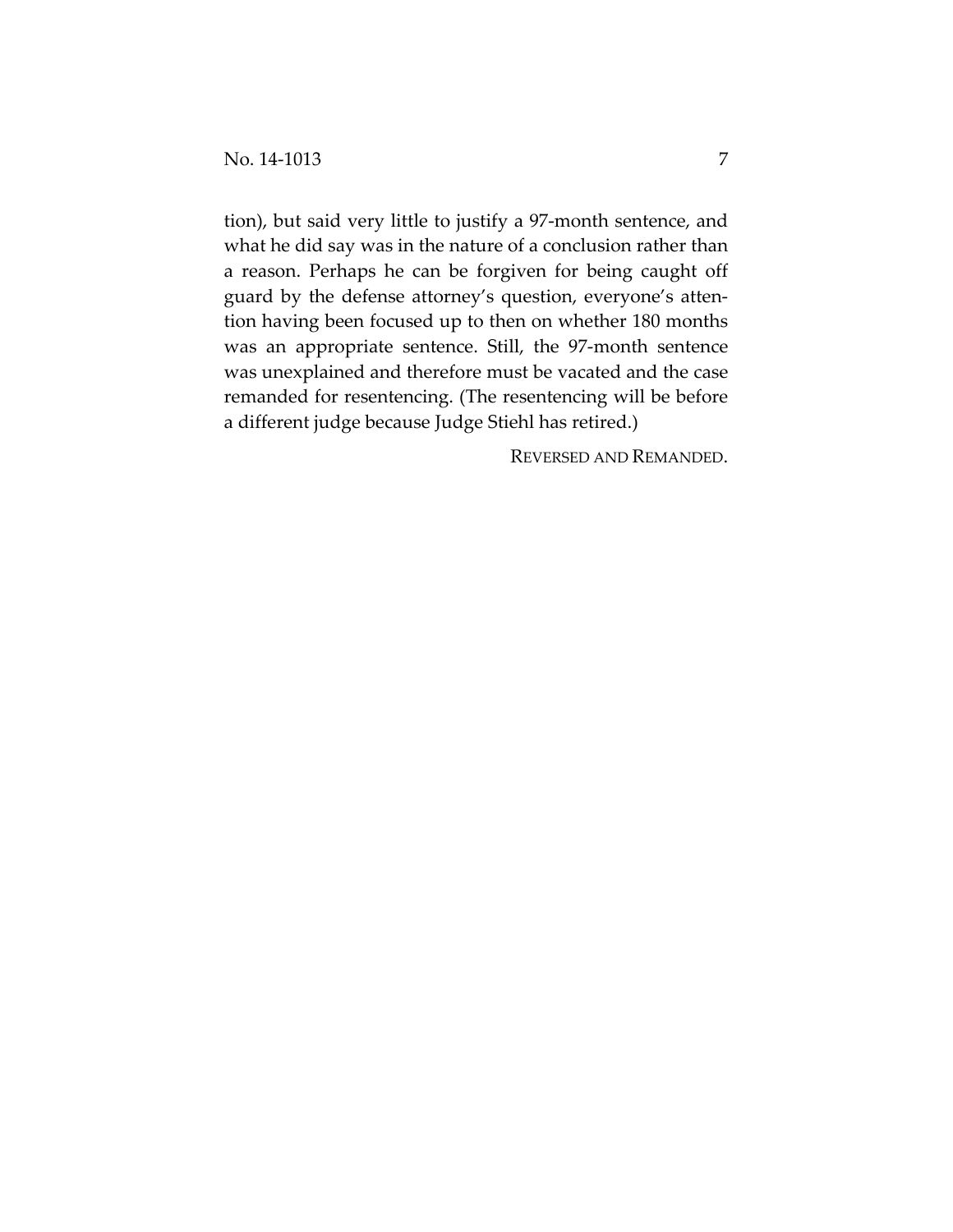tion), but said very little to justify a 97-month sentence, and what he did say was in the nature of a conclusion rather than a reason. Perhaps he can be forgiven for being caught off guard by the defense attorney's question, everyone's attention having been focused up to then on whether 180 months was an appropriate sentence. Still, the 97-month sentence was unexplained and therefore must be vacated and the case remanded for resentencing. (The resentencing will be before a different judge because Judge Stiehl has retired.)

REVERSED AND REMANDED.